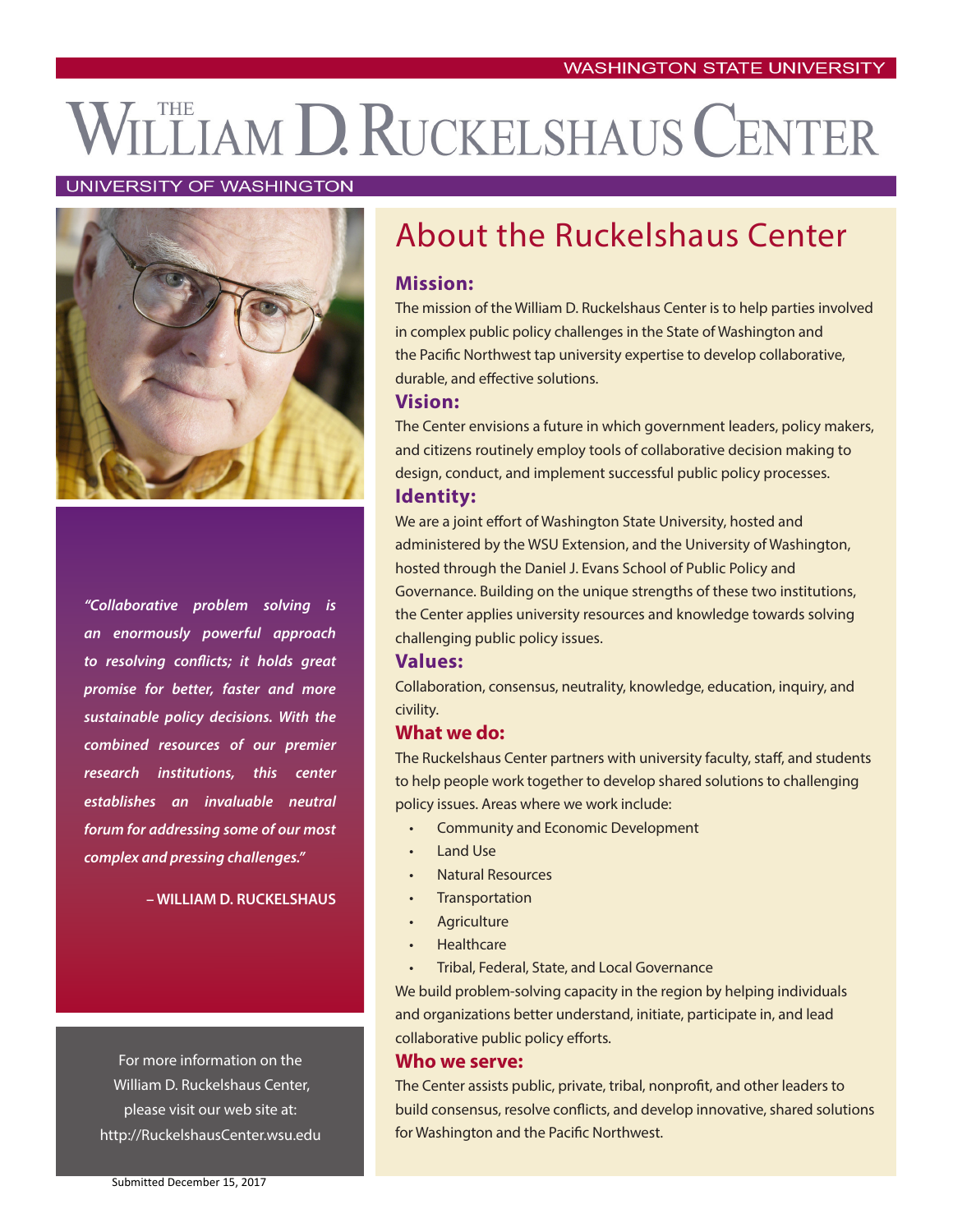WASHINGTON STATE UNIVERSITY

# The William D. Ruckelshaus Center

UNIVERSITY OF WASHINGTON

*"Collaborative problem solving is an enormously powerful approach to resolving conflicts; it holds great promise for better, faster and more sustainable policy decisions. With the combined resources of our premier research institutions, this center establishes an invaluable neutral forum for addressing some of our most complex and pressing challenges."*

**– WILLIAM D. RUCKELSHAUS**

For more information on the William D. Ruckelshaus Center, please visit our web site at: http://RuckelshausCenter.wsu.edu

## About the Ruckelshaus Center

### Mission:

The mission of the William D. Ruckelshaus Center is to help parties involved in complex public policy challenges in the State of Washington and the Pacific Northwest tap university expertise to develop collaborative, durable, and effective solutions.

### Vision:

The Center envisions a future in which government leaders, policy makers, and citizens routinely employ tools of collaborative decision making to design, conduct, and implement successful public policy processes.

### Identity:

We are a joint effort of Washington State University, hosted and administered by the WSU Extension, and the University of Washington, hosted through the Daniel J. Evans School of Public Policy and Governance. Building on the unique strengths of these two institutions, the Center applies university resources and knowledge towards solving challenging public policy issues.

### Values:

Collaboration, consensus, neutrality, knowledge, education, inquiry, and civility.

### What we do:

The Ruckelshaus Center partners with university faculty, staff, and students to help people work together to develop shared solutions to challenging policy issues. Areas where we work include:

- Community and Economic Development
- Land Use
- Natural Resources
- Transportation
- Agriculture
- Healthcare
- Tribal, Federal, State, and Local Governance

We build problem-solving capacity in the region by helping individuals and organizations better understand, initiate, participate in, and lead collaborative public policy efforts.

### Who we serve:

The Center assists public, private, tribal, nonprofit, and other leaders to build consensus, resolve conflicts, and develop innovative, shared solutions for Washington and the Pacific Northwest.

Submitted December 15, 2017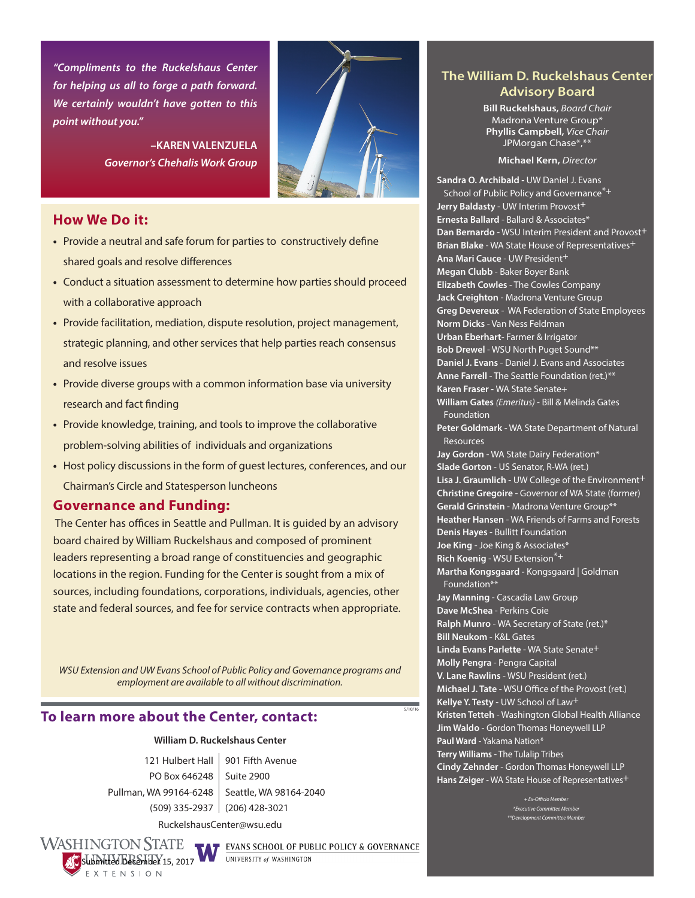*"Compliments to the Ruckelshaus Center for helping us all to forge a path forward. We certainly wouldn't have gotten to this point without you."*

**–KAREN VALENZUELA**
***Governor's Chehalis Work Group***

## How We Do it:

- Provide a neutral and safe forum for parties to constructively define shared goals and resolve differences
- Conduct a situation assessment to determine how parties should proceed with a collaborative approach
- Provide facilitation, mediation, dispute resolution, project management, strategic planning, and other services that help parties reach consensus and resolve issues
- Provide diverse groups with a common information base via university research and fact finding
- Provide knowledge, training, and tools to improve the collaborative problem-solving abilities of individuals and organizations
- Host policy discussions in the form of guest lectures, conferences, and our Chairman's Circle and Statesperson luncheons

## Governance and Funding:

The Center has offices in Seattle and Pullman. It is guided by an advisory board chaired by William Ruckelshaus and composed of prominent leaders representing a broad range of constituencies and geographic locations in the region. Funding for the Center is sought from a mix of sources, including foundations, corporations, individuals, agencies, other state and federal sources, and fee for service contracts when appropriate.

*WSU Extension and UW Evans School of Public Policy and Governance programs and employment are available to all without discrimination.*

## To learn more about the Center, contact:

**William D. Ruckelshaus Center**

121 Hulbert Hall
PO Box 646248
Pullman, WA 99164-6248
(509) 335-2937

901 Fifth Avenue
Suite 2900
Seattle, WA 98164-2040
(206) 428-3021

RuckelshausCenter@wsu.edu

WASHINGTON STATE UNIVERSITY EXTENSION

EVANS SCHOOL OF PUBLIC POLICY & GOVERNANCE
UNIVERSITY *of* WASHINGTON

5/10/16

Submitted December 15, 2017

## The William D. Ruckelshaus Center Advisory Board

**Bill Ruckelshaus,** *Board Chair*
Madrona Venture Group*
**Phyllis Campbell,** *Vice Chair*
JPMorgan Chase*,**

**Michael Kern,** *Director*

**Sandra O. Archibald** - UW Daniel J. Evans School of Public Policy and Governance*+
**Jerry Baldasty** - UW Interim Provost+
**Ernesta Ballard** - Ballard & Associates*
**Dan Bernardo** - WSU Interim President and Provost+
**Brian Blake** - WA State House of Representatives+
**Ana Mari Cauce** - UW President+
**Megan Clubb** - Baker Boyer Bank
**Elizabeth Cowles** - The Cowles Company
**Jack Creighton** - Madrona Venture Group
**Greg Devereux** - WA Federation of State Employees
**Norm Dicks** - Van Ness Feldman
**Urban Eberhart**- Farmer & Irrigator
**Bob Drewel** - WSU North Puget Sound**
**Daniel J. Evans** - Daniel J. Evans and Associates
**Anne Farrell** - The Seattle Foundation (ret.)**
**Karen Fraser** - WA State Senate+
**William Gates** *(Emeritus)* - Bill & Melinda Gates Foundation
**Peter Goldmark** - WA State Department of Natural Resources
**Jay Gordon** - WA State Dairy Federation*
**Slade Gorton** - US Senator, R-WA (ret.)
**Lisa J. Graumlich** - UW College of the Environment+
**Christine Gregoire** - Governor of WA State (former)
**Gerald Grinstein** - Madrona Venture Group**
**Heather Hansen** - WA Friends of Farms and Forests
**Denis Hayes** - Bullitt Foundation
**Joe King** - Joe King & Associates*
**Rich Koenig** - WSU Extension*+
**Martha Kongsgaard** - Kongsgaard | Goldman Foundation**
**Jay Manning** - Cascadia Law Group
**Dave McShea** - Perkins Coie
**Ralph Munro** - WA Secretary of State (ret.)*
**Bill Neukom** - K&L Gates
**Linda Evans Parlette** - WA State Senate+
**Molly Pengra** - Pengra Capital
**V. Lane Rawlins** - WSU President (ret.)
**Michael J. Tate** - WSU Office of the Provost (ret.)
**Kellye Y. Testy** - UW School of Law+
**Kristen Tetteh** - Washington Global Health Alliance
**Jim Waldo** - Gordon Thomas Honeywell LLP
**Paul Ward** - Yakama Nation*
**Terry Williams** - The Tulalip Tribes
**Cindy Zehnder** - Gordon Thomas Honeywell LLP
**Hans Zeiger** - WA State House of Representatives+

*+ Ex-Officio Member*
**Executive Committee Member*
***Development Committee Member*